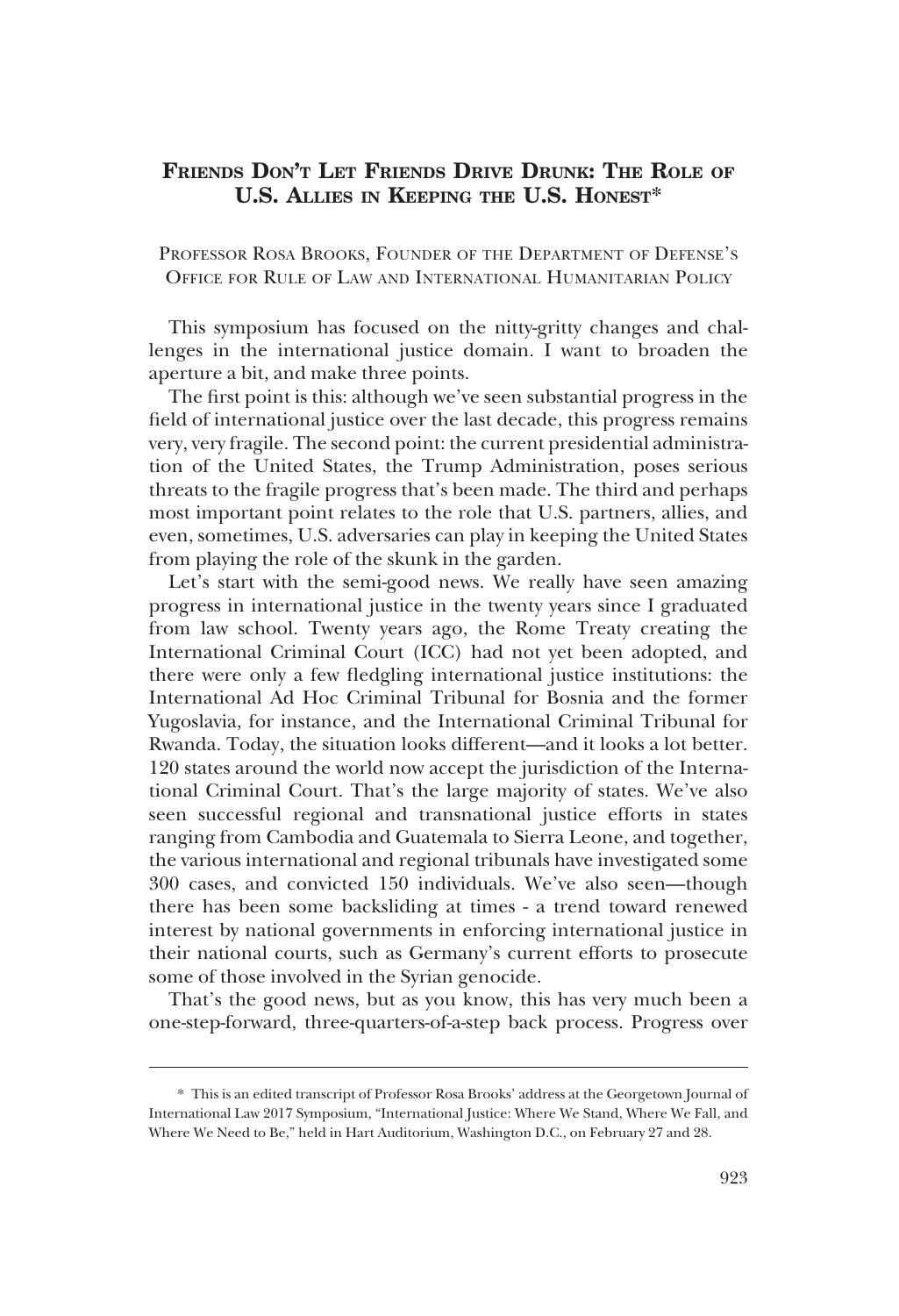# Friends Don't Let Friends Drive Drunk: The Role of U.S. Allies in Keeping the U.S. Honest*

Professor Rosa Brooks, Founder of the Department of Defense's Office for Rule of Law and International Humanitarian Policy

This symposium has focused on the nitty-gritty changes and challenges in the international justice domain. I want to broaden the aperture a bit, and make three points.

The first point is this: although we've seen substantial progress in the field of international justice over the last decade, this progress remains very, very fragile. The second point: the current presidential administration of the United States, the Trump Administration, poses serious threats to the fragile progress that's been made. The third and perhaps most important point relates to the role that U.S. partners, allies, and even, sometimes, U.S. adversaries can play in keeping the United States from playing the role of the skunk in the garden.

Let's start with the semi-good news. We really have seen amazing progress in international justice in the twenty years since I graduated from law school. Twenty years ago, the Rome Treaty creating the International Criminal Court (ICC) had not yet been adopted, and there were only a few fledgling international justice institutions: the International Ad Hoc Criminal Tribunal for Bosnia and the former Yugoslavia, for instance, and the International Criminal Tribunal for Rwanda. Today, the situation looks different—and it looks a lot better. 120 states around the world now accept the jurisdiction of the International Criminal Court. That's the large majority of states. We've also seen successful regional and transnational justice efforts in states ranging from Cambodia and Guatemala to Sierra Leone, and together, the various international and regional tribunals have investigated some 300 cases, and convicted 150 individuals. We've also seen—though there has been some backsliding at times - a trend toward renewed interest by national governments in enforcing international justice in their national courts, such as Germany's current efforts to prosecute some of those involved in the Syrian genocide.

That's the good news, but as you know, this has very much been a one-step-forward, three-quarters-of-a-step back process. Progress over

---

\* This is an edited transcript of Professor Rosa Brooks' address at the Georgetown Journal of International Law 2017 Symposium, "International Justice: Where We Stand, Where We Fall, and Where We Need to Be," held in Hart Auditorium, Washington D.C., on February 27 and 28.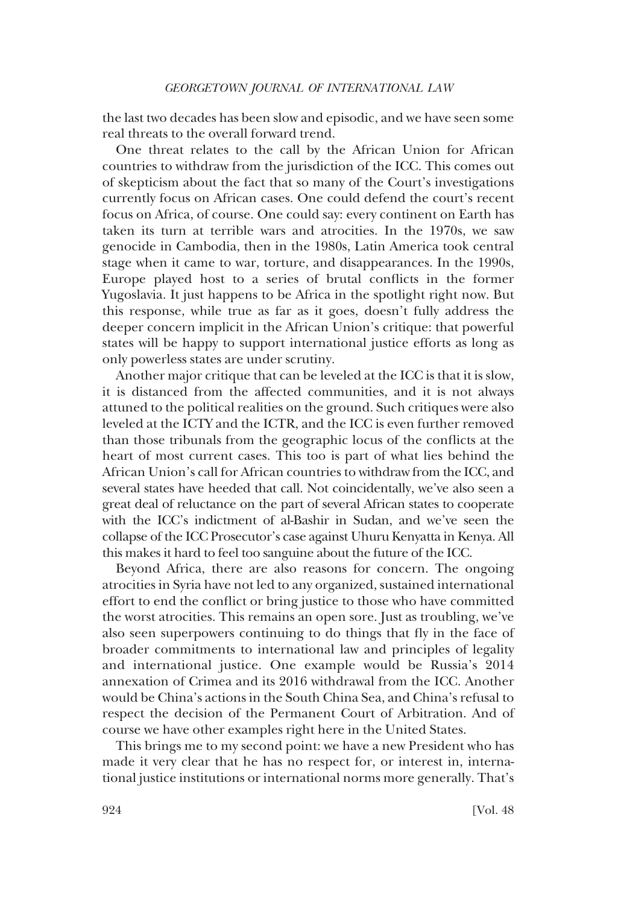the last two decades has been slow and episodic, and we have seen some real threats to the overall forward trend.

One threat relates to the call by the African Union for African countries to withdraw from the jurisdiction of the ICC. This comes out of skepticism about the fact that so many of the Court's investigations currently focus on African cases. One could defend the court's recent focus on Africa, of course. One could say: every continent on Earth has taken its turn at terrible wars and atrocities. In the 1970s, we saw genocide in Cambodia, then in the 1980s, Latin America took central stage when it came to war, torture, and disappearances. In the 1990s, Europe played host to a series of brutal conflicts in the former Yugoslavia. It just happens to be Africa in the spotlight right now. But this response, while true as far as it goes, doesn't fully address the deeper concern implicit in the African Union's critique: that powerful states will be happy to support international justice efforts as long as only powerless states are under scrutiny.

Another major critique that can be leveled at the ICC is that it is slow, it is distanced from the affected communities, and it is not always attuned to the political realities on the ground. Such critiques were also leveled at the ICTY and the ICTR, and the ICC is even further removed than those tribunals from the geographic locus of the conflicts at the heart of most current cases. This too is part of what lies behind the African Union's call for African countries to withdraw from the ICC, and several states have heeded that call. Not coincidentally, we've also seen a great deal of reluctance on the part of several African states to cooperate with the ICC's indictment of al-Bashir in Sudan, and we've seen the collapse of the ICC Prosecutor's case against Uhuru Kenyatta in Kenya. All this makes it hard to feel too sanguine about the future of the ICC.

Beyond Africa, there are also reasons for concern. The ongoing atrocities in Syria have not led to any organized, sustained international effort to end the conflict or bring justice to those who have committed the worst atrocities. This remains an open sore. Just as troubling, we've also seen superpowers continuing to do things that fly in the face of broader commitments to international law and principles of legality and international justice. One example would be Russia's 2014 annexation of Crimea and its 2016 withdrawal from the ICC. Another would be China's actions in the South China Sea, and China's refusal to respect the decision of the Permanent Court of Arbitration. And of course we have other examples right here in the United States.

This brings me to my second point: we have a new President who has made it very clear that he has no respect for, or interest in, international justice institutions or international norms more generally. That's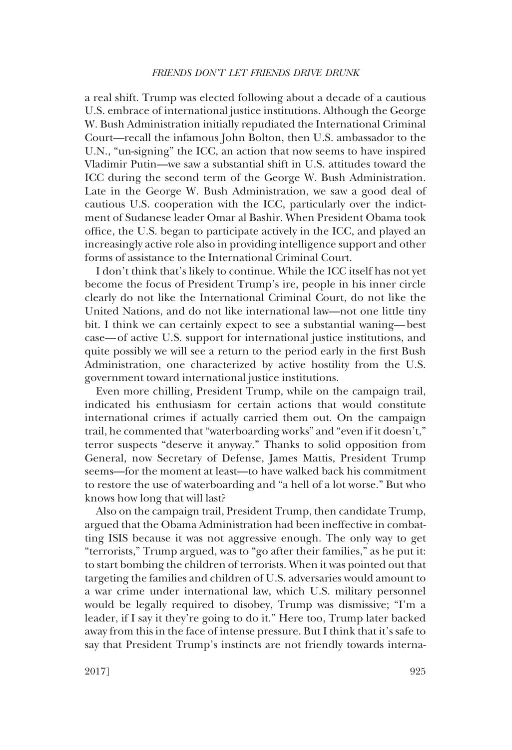a real shift. Trump was elected following about a decade of a cautious U.S. embrace of international justice institutions. Although the George W. Bush Administration initially repudiated the International Criminal Court—recall the infamous John Bolton, then U.S. ambassador to the U.N., "un-signing" the ICC, an action that now seems to have inspired Vladimir Putin—we saw a substantial shift in U.S. attitudes toward the ICC during the second term of the George W. Bush Administration. Late in the George W. Bush Administration, we saw a good deal of cautious U.S. cooperation with the ICC, particularly over the indictment of Sudanese leader Omar al Bashir. When President Obama took office, the U.S. began to participate actively in the ICC, and played an increasingly active role also in providing intelligence support and other forms of assistance to the International Criminal Court.

I don't think that's likely to continue. While the ICC itself has not yet become the focus of President Trump's ire, people in his inner circle clearly do not like the International Criminal Court, do not like the United Nations, and do not like international law—not one little tiny bit. I think we can certainly expect to see a substantial waning—best case—of active U.S. support for international justice institutions, and quite possibly we will see a return to the period early in the first Bush Administration, one characterized by active hostility from the U.S. government toward international justice institutions.

Even more chilling, President Trump, while on the campaign trail, indicated his enthusiasm for certain actions that would constitute international crimes if actually carried them out. On the campaign trail, he commented that "waterboarding works" and "even if it doesn't," terror suspects "deserve it anyway." Thanks to solid opposition from General, now Secretary of Defense, James Mattis, President Trump seems—for the moment at least—to have walked back his commitment to restore the use of waterboarding and "a hell of a lot worse." But who knows how long that will last?

Also on the campaign trail, President Trump, then candidate Trump, argued that the Obama Administration had been ineffective in combatting ISIS because it was not aggressive enough. The only way to get "terrorists," Trump argued, was to "go after their families," as he put it: to start bombing the children of terrorists. When it was pointed out that targeting the families and children of U.S. adversaries would amount to a war crime under international law, which U.S. military personnel would be legally required to disobey, Trump was dismissive; "I'm a leader, if I say it they're going to do it." Here too, Trump later backed away from this in the face of intense pressure. But I think that it's safe to say that President Trump's instincts are not friendly towards interna-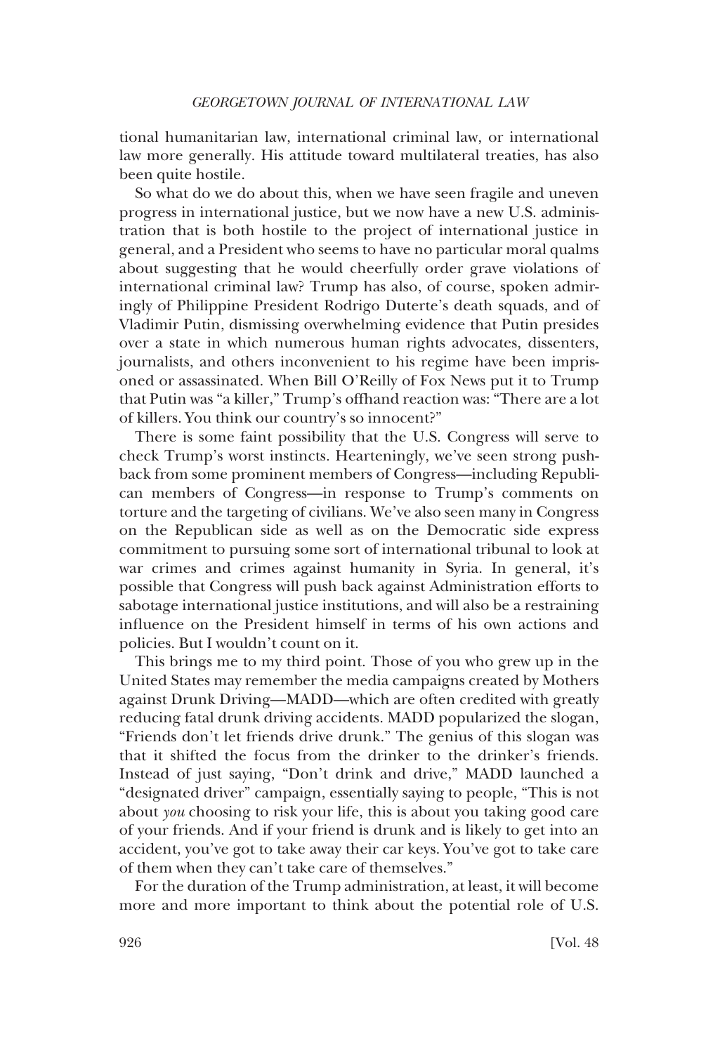tional humanitarian law, international criminal law, or international law more generally. His attitude toward multilateral treaties, has also been quite hostile.

So what do we do about this, when we have seen fragile and uneven progress in international justice, but we now have a new U.S. administration that is both hostile to the project of international justice in general, and a President who seems to have no particular moral qualms about suggesting that he would cheerfully order grave violations of international criminal law? Trump has also, of course, spoken admiringly of Philippine President Rodrigo Duterte's death squads, and of Vladimir Putin, dismissing overwhelming evidence that Putin presides over a state in which numerous human rights advocates, dissenters, journalists, and others inconvenient to his regime have been imprisoned or assassinated. When Bill O'Reilly of Fox News put it to Trump that Putin was "a killer," Trump's offhand reaction was: "There are a lot of killers. You think our country's so innocent?"

There is some faint possibility that the U.S. Congress will serve to check Trump's worst instincts. Hearteningly, we've seen strong pushback from some prominent members of Congress—including Republican members of Congress—in response to Trump's comments on torture and the targeting of civilians. We've also seen many in Congress on the Republican side as well as on the Democratic side express commitment to pursuing some sort of international tribunal to look at war crimes and crimes against humanity in Syria. In general, it's possible that Congress will push back against Administration efforts to sabotage international justice institutions, and will also be a restraining influence on the President himself in terms of his own actions and policies. But I wouldn't count on it.

This brings me to my third point. Those of you who grew up in the United States may remember the media campaigns created by Mothers against Drunk Driving—MADD—which are often credited with greatly reducing fatal drunk driving accidents. MADD popularized the slogan, "Friends don't let friends drive drunk." The genius of this slogan was that it shifted the focus from the drinker to the drinker's friends. Instead of just saying, "Don't drink and drive," MADD launched a "designated driver" campaign, essentially saying to people, "This is not about *you* choosing to risk your life, this is about you taking good care of your friends. And if your friend is drunk and is likely to get into an accident, you've got to take away their car keys. You've got to take care of them when they can't take care of themselves."

For the duration of the Trump administration, at least, it will become more and more important to think about the potential role of U.S.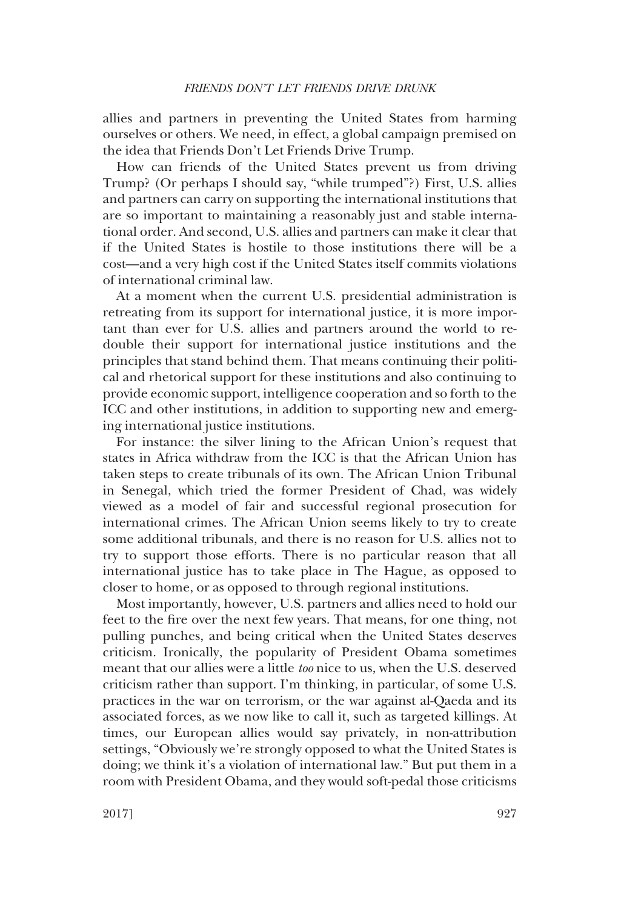allies and partners in preventing the United States from harming ourselves or others. We need, in effect, a global campaign premised on the idea that Friends Don't Let Friends Drive Trump.

How can friends of the United States prevent us from driving Trump? (Or perhaps I should say, "while trumped"?) First, U.S. allies and partners can carry on supporting the international institutions that are so important to maintaining a reasonably just and stable international order. And second, U.S. allies and partners can make it clear that if the United States is hostile to those institutions there will be a cost—and a very high cost if the United States itself commits violations of international criminal law.

At a moment when the current U.S. presidential administration is retreating from its support for international justice, it is more important than ever for U.S. allies and partners around the world to redouble their support for international justice institutions and the principles that stand behind them. That means continuing their political and rhetorical support for these institutions and also continuing to provide economic support, intelligence cooperation and so forth to the ICC and other institutions, in addition to supporting new and emerging international justice institutions.

For instance: the silver lining to the African Union's request that states in Africa withdraw from the ICC is that the African Union has taken steps to create tribunals of its own. The African Union Tribunal in Senegal, which tried the former President of Chad, was widely viewed as a model of fair and successful regional prosecution for international crimes. The African Union seems likely to try to create some additional tribunals, and there is no reason for U.S. allies not to try to support those efforts. There is no particular reason that all international justice has to take place in The Hague, as opposed to closer to home, or as opposed to through regional institutions.

Most importantly, however, U.S. partners and allies need to hold our feet to the fire over the next few years. That means, for one thing, not pulling punches, and being critical when the United States deserves criticism. Ironically, the popularity of President Obama sometimes meant that our allies were a little *too* nice to us, when the U.S. deserved criticism rather than support. I'm thinking, in particular, of some U.S. practices in the war on terrorism, or the war against al-Qaeda and its associated forces, as we now like to call it, such as targeted killings. At times, our European allies would say privately, in non-attribution settings, "Obviously we're strongly opposed to what the United States is doing; we think it's a violation of international law." But put them in a room with President Obama, and they would soft-pedal those criticisms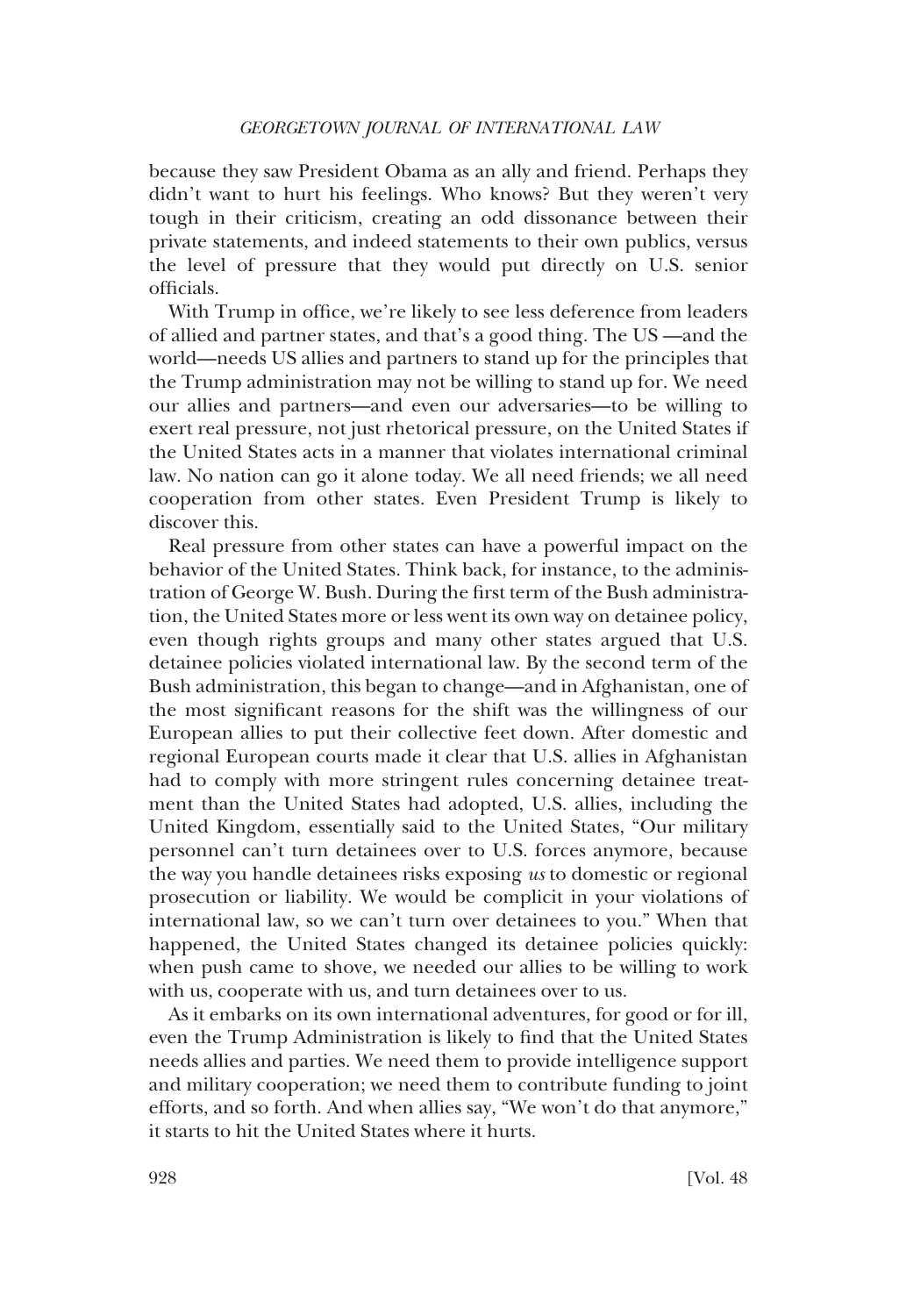because they saw President Obama as an ally and friend. Perhaps they didn't want to hurt his feelings. Who knows? But they weren't very tough in their criticism, creating an odd dissonance between their private statements, and indeed statements to their own publics, versus the level of pressure that they would put directly on U.S. senior officials.

With Trump in office, we're likely to see less deference from leaders of allied and partner states, and that's a good thing. The US —and the world—needs US allies and partners to stand up for the principles that the Trump administration may not be willing to stand up for. We need our allies and partners—and even our adversaries—to be willing to exert real pressure, not just rhetorical pressure, on the United States if the United States acts in a manner that violates international criminal law. No nation can go it alone today. We all need friends; we all need cooperation from other states. Even President Trump is likely to discover this.

Real pressure from other states can have a powerful impact on the behavior of the United States. Think back, for instance, to the administration of George W. Bush. During the first term of the Bush administration, the United States more or less went its own way on detainee policy, even though rights groups and many other states argued that U.S. detainee policies violated international law. By the second term of the Bush administration, this began to change—and in Afghanistan, one of the most significant reasons for the shift was the willingness of our European allies to put their collective feet down. After domestic and regional European courts made it clear that U.S. allies in Afghanistan had to comply with more stringent rules concerning detainee treatment than the United States had adopted, U.S. allies, including the United Kingdom, essentially said to the United States, "Our military personnel can't turn detainees over to U.S. forces anymore, because the way you handle detainees risks exposing *us* to domestic or regional prosecution or liability. We would be complicit in your violations of international law, so we can't turn over detainees to you." When that happened, the United States changed its detainee policies quickly: when push came to shove, we needed our allies to be willing to work with us, cooperate with us, and turn detainees over to us.

As it embarks on its own international adventures, for good or for ill, even the Trump Administration is likely to find that the United States needs allies and parties. We need them to provide intelligence support and military cooperation; we need them to contribute funding to joint efforts, and so forth. And when allies say, "We won't do that anymore," it starts to hit the United States where it hurts.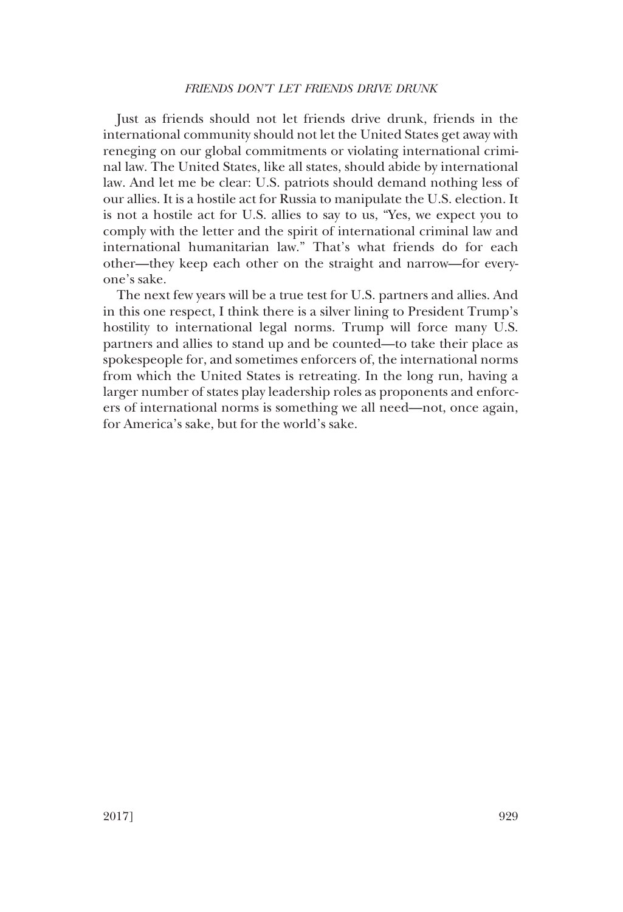Just as friends should not let friends drive drunk, friends in the international community should not let the United States get away with reneging on our global commitments or violating international criminal law. The United States, like all states, should abide by international law. And let me be clear: U.S. patriots should demand nothing less of our allies. It is a hostile act for Russia to manipulate the U.S. election. It is not a hostile act for U.S. allies to say to us, "Yes, we expect you to comply with the letter and the spirit of international criminal law and international humanitarian law." That's what friends do for each other—they keep each other on the straight and narrow—for everyone's sake.

The next few years will be a true test for U.S. partners and allies. And in this one respect, I think there is a silver lining to President Trump's hostility to international legal norms. Trump will force many U.S. partners and allies to stand up and be counted—to take their place as spokespeople for, and sometimes enforcers of, the international norms from which the United States is retreating. In the long run, having a larger number of states play leadership roles as proponents and enforcers of international norms is something we all need—not, once again, for America's sake, but for the world's sake.